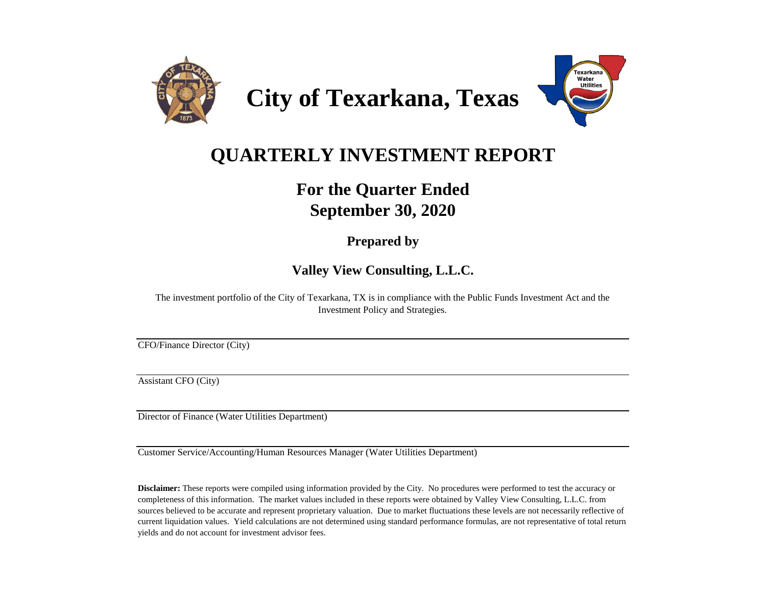# City of Texarkana, Texas

## QUARTERLY INVESTMENT REPORT

### For the Quarter Ended
### September 30, 2020

**Prepared by**

**Valley View Consulting, L.L.C.**

The investment portfolio of the City of Texarkana, TX is in compliance with the Public Funds Investment Act and the Investment Policy and Strategies.

CFO/Finance Director (City)

Assistant CFO (City)

Director of Finance (Water Utilities Department)

Customer Service/Accounting/Human Resources Manager (Water Utilities Department)

**Disclaimer:** These reports were compiled using information provided by the City. No procedures were performed to test the accuracy or completeness of this information. The market values included in these reports were obtained by Valley View Consulting, L.L.C. from sources believed to be accurate and represent proprietary valuation. Due to market fluctuations these levels are not necessarily reflective of current liquidation values. Yield calculations are not determined using standard performance formulas, are not representative of total return yields and do not account for investment advisor fees.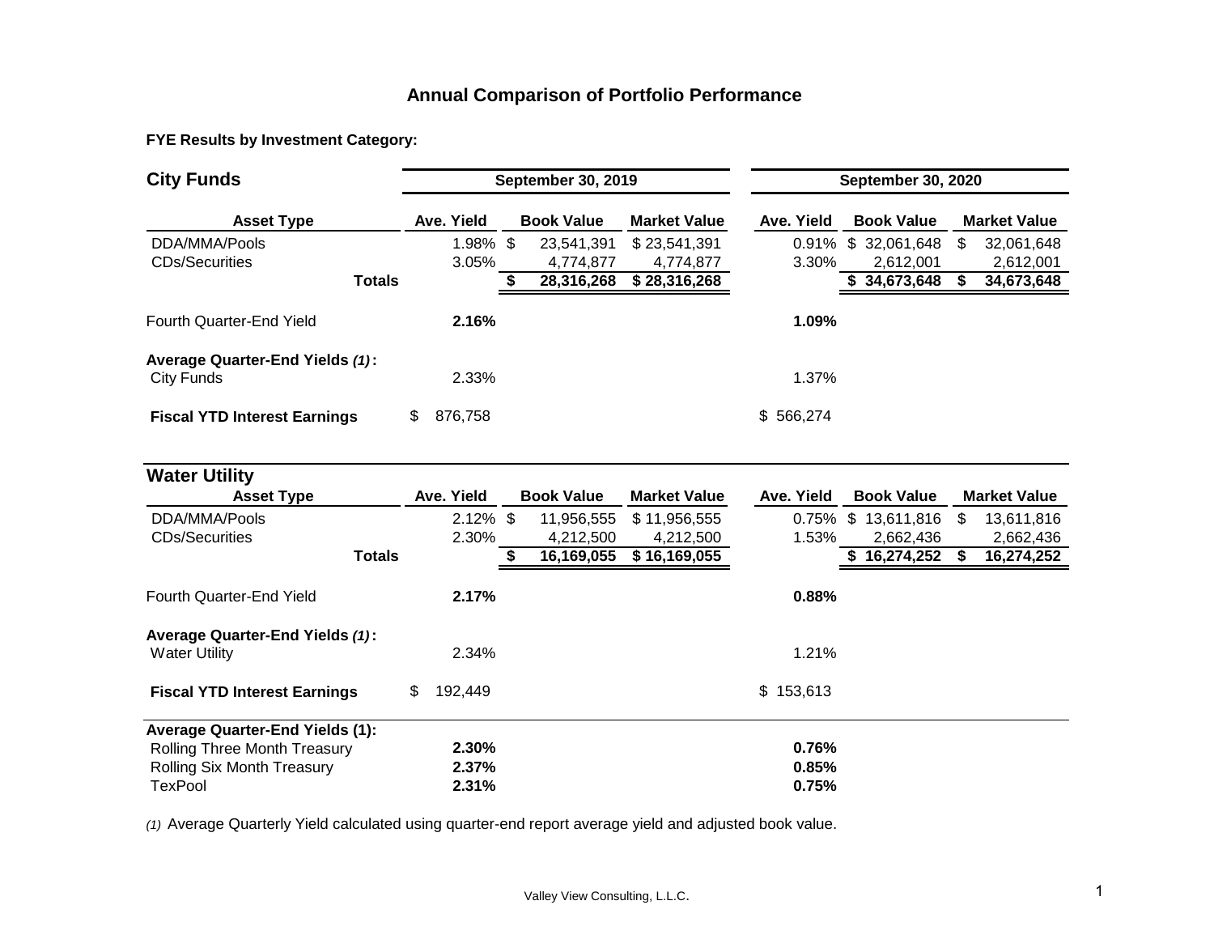# Annual Comparison of Portfolio Performance

**FYE Results by Investment Category:**

## City Funds

| Asset Type | Ave. Yield (September 30, 2019) | Book Value (September 30, 2019) | Market Value (September 30, 2019) | Ave. Yield (September 30, 2020) | Book Value (September 30, 2020) | Market Value (September 30, 2020) |
|---|---|---|---|---|---|---|
| DDA/MMA/Pools | 1.98% | $ 23,541,391 | $ 23,541,391 | 0.91% | $ 32,061,648 | $ 32,061,648 |
| CDs/Securities | 3.05% | 4,774,877 | 4,774,877 | 3.30% | 2,612,001 | 2,612,001 |
| **Totals** | | **$ 28,316,268** | **$ 28,316,268** | | **$ 34,673,648** | **$ 34,673,648** |
| Fourth Quarter-End Yield | **2.16%** | | | **1.09%** | | |
| **Average Quarter-End Yields *(1)*:** | | | | | | |
| City Funds | 2.33% | | | 1.37% | | |
| **Fiscal YTD Interest Earnings** | $ 876,758 | | | $ 566,274 | | |

## Water Utility

| Asset Type | Ave. Yield (September 30, 2019) | Book Value (September 30, 2019) | Market Value (September 30, 2019) | Ave. Yield (September 30, 2020) | Book Value (September 30, 2020) | Market Value (September 30, 2020) |
|---|---|---|---|---|---|---|
| DDA/MMA/Pools | 2.12% | $ 11,956,555 | $ 11,956,555 | 0.75% | $ 13,611,816 | $ 13,611,816 |
| CDs/Securities | 2.30% | 4,212,500 | 4,212,500 | 1.53% | 2,662,436 | 2,662,436 |
| **Totals** | | **$ 16,169,055** | **$ 16,169,055** | | **$ 16,274,252** | **$ 16,274,252** |
| Fourth Quarter-End Yield | **2.17%** | | | **0.88%** | | |
| **Average Quarter-End Yields *(1)*:** | | | | | | |
| Water Utility | 2.34% | | | 1.21% | | |
| **Fiscal YTD Interest Earnings** | $ 192,449 | | | $ 153,613 | | |

| **Average Quarter-End Yields (1):** | September 30, 2019 | September 30, 2020 |
|---|---|---|
| Rolling Three Month Treasury | **2.30%** | **0.76%** |
| Rolling Six Month Treasury | **2.37%** | **0.85%** |
| TexPool | **2.31%** | **0.75%** |

*(1)* Average Quarterly Yield calculated using quarter-end report average yield and adjusted book value.

Valley View Consulting, L.L.C.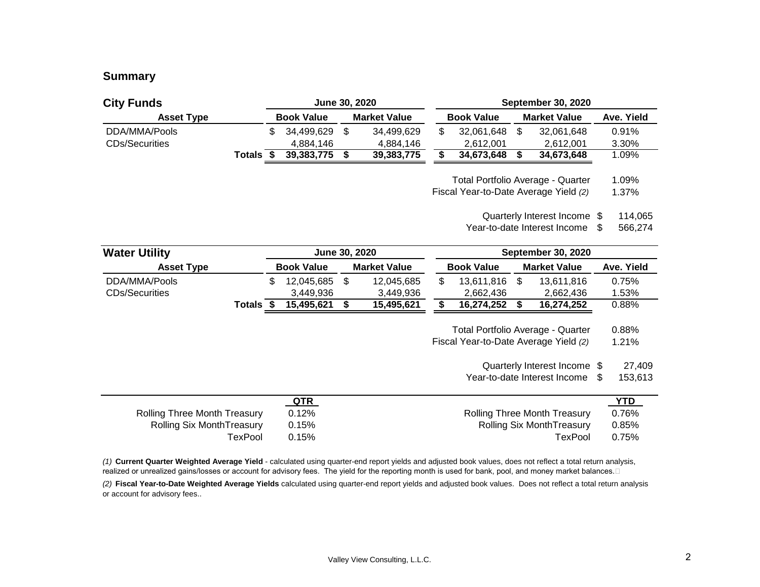## Summary

### City Funds

| Asset Type | June 30, 2020 Book Value | June 30, 2020 Market Value | September 30, 2020 Book Value | September 30, 2020 Market Value | Ave. Yield |
|---|---|---|---|---|---|
| DDA/MMA/Pools | $ 34,499,629 | $ 34,499,629 | $ 32,061,648 | $ 32,061,648 | 0.91% |
| CDs/Securities | 4,884,146 | 4,884,146 | 2,612,001 | 2,612,001 | 3.30% |
| **Totals** | **$ 39,383,775** | **$ 39,383,775** | **$ 34,673,648** | **$ 34,673,648** | 1.09% |

| | |
|---|---|
| Total Portfolio Average - Quarter | 1.09% |
| Fiscal Year-to-Date Average Yield *(2)* | 1.37% |
| Quarterly Interest Income | $ 114,065 |
| Year-to-date Interest Income | $ 566,274 |

### Water Utility

| Asset Type | June 30, 2020 Book Value | June 30, 2020 Market Value | September 30, 2020 Book Value | September 30, 2020 Market Value | Ave. Yield |
|---|---|---|---|---|---|
| DDA/MMA/Pools | $ 12,045,685 | $ 12,045,685 | $ 13,611,816 | $ 13,611,816 | 0.75% |
| CDs/Securities | 3,449,936 | 3,449,936 | 2,662,436 | 2,662,436 | 1.53% |
| **Totals** | **$ 15,495,621** | **$ 15,495,621** | **$ 16,274,252** | **$ 16,274,252** | 0.88% |

| | |
|---|---|
| Total Portfolio Average - Quarter | 0.88% |
| Fiscal Year-to-Date Average Yield *(2)* | 1.21% |
| Quarterly Interest Income | $ 27,409 |
| Year-to-date Interest Income | $ 153,613 |

| | QTR | | YTD |
|---|---|---|---|
| Rolling Three Month Treasury | 0.12% | Rolling Three Month Treasury | 0.76% |
| Rolling Six MonthTreasury | 0.15% | Rolling Six MonthTreasury | 0.85% |
| TexPool | 0.15% | TexPool | 0.75% |

*(1)* **Current Quarter Weighted Average Yield** - calculated using quarter-end report yields and adjusted book values, does not reflect a total return analysis, realized or unrealized gains/losses or account for advisory fees. The yield for the reporting month is used for bank, pool, and money market balances.

*(2)* **Fiscal Year-to-Date Weighted Average Yields** calculated using quarter-end report yields and adjusted book values. Does not reflect a total return analysis or account for advisory fees..

Valley View Consulting, L.L.C.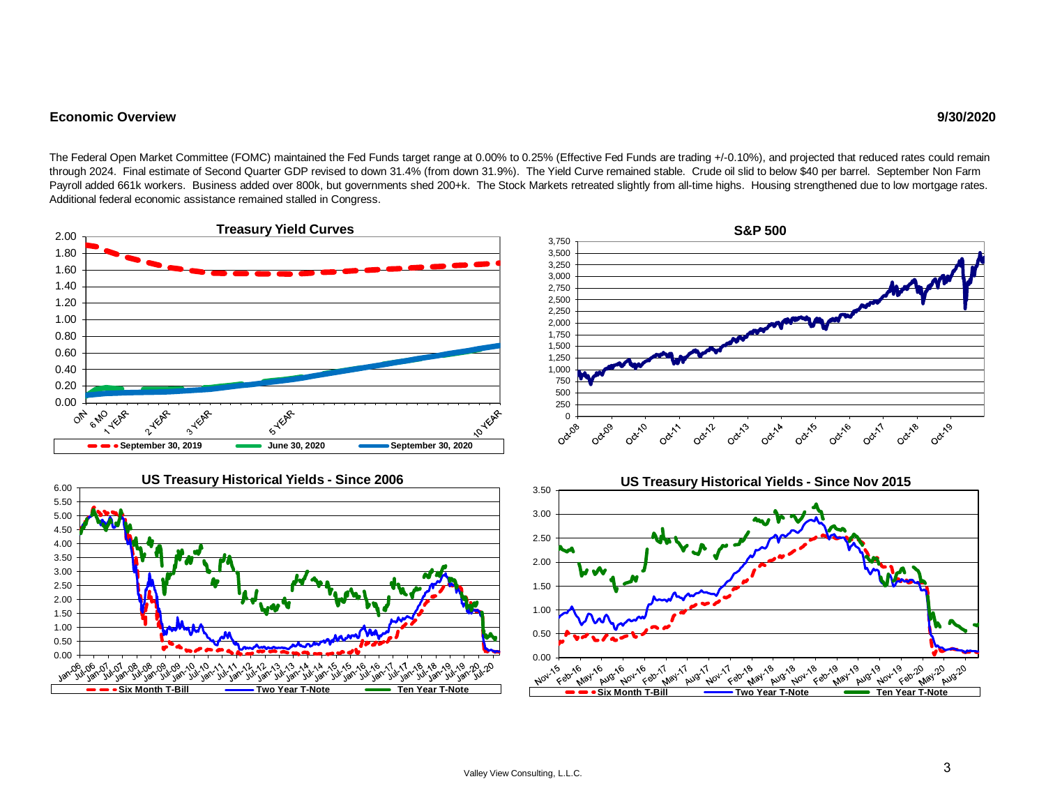**Economic Overview** **9/30/2020**

The Federal Open Market Committee (FOMC) maintained the Fed Funds target range at 0.00% to 0.25% (Effective Fed Funds are trading +/-0.10%), and projected that reduced rates could remain through 2024. Final estimate of Second Quarter GDP revised to down 31.4% (from down 31.9%). The Yield Curve remained stable. Crude oil slid to below $40 per barrel. September Non Farm Payroll added 661k workers. Business added over 800k, but governments shed 200+k. The Stock Markets retreated slightly from all-time highs. Housing strengthened due to low mortgage rates. Additional federal economic assistance remained stalled in Congress.

**Treasury Yield Curves**

Legend: September 30, 2019 | June 30, 2020 | September 30, 2020

**S&P 500**

**US Treasury Historical Yields - Since 2006**

Legend: Six Month T-Bill | Two Year T-Note | Ten Year T-Note

**US Treasury Historical Yields - Since Nov 2015**

Legend: Six Month T-Bill | Two Year T-Note | Ten Year T-Note

Valley View Consulting, L.L.C.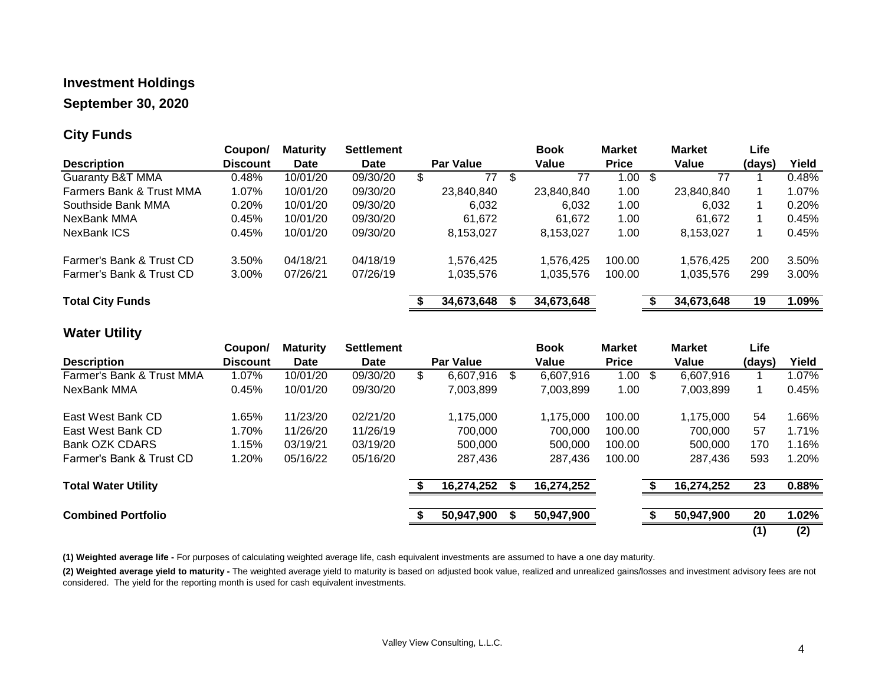## Investment Holdings

## September 30, 2020

### City Funds

| Description | Coupon/ Discount | Maturity Date | Settlement Date | Par Value | Book Value | Market Price | Market Value | Life (days) | Yield |
|---|---|---|---|---|---|---|---|---|---|
| Guaranty B&T MMA | 0.48% | 10/01/20 | 09/30/20 | $ 77 | $ 77 | 1.00 | $ 77 | 1 | 0.48% |
| Farmers Bank & Trust MMA | 1.07% | 10/01/20 | 09/30/20 | 23,840,840 | 23,840,840 | 1.00 | 23,840,840 | 1 | 1.07% |
| Southside Bank MMA | 0.20% | 10/01/20 | 09/30/20 | 6,032 | 6,032 | 1.00 | 6,032 | 1 | 0.20% |
| NexBank MMA | 0.45% | 10/01/20 | 09/30/20 | 61,672 | 61,672 | 1.00 | 61,672 | 1 | 0.45% |
| NexBank ICS | 0.45% | 10/01/20 | 09/30/20 | 8,153,027 | 8,153,027 | 1.00 | 8,153,027 | 1 | 0.45% |
| Farmer's Bank & Trust CD | 3.50% | 04/18/21 | 04/18/19 | 1,576,425 | 1,576,425 | 100.00 | 1,576,425 | 200 | 3.50% |
| Farmer's Bank & Trust CD | 3.00% | 07/26/21 | 07/26/19 | 1,035,576 | 1,035,576 | 100.00 | 1,035,576 | 299 | 3.00% |
| **Total City Funds** | | | | **$ 34,673,648** | **$ 34,673,648** | | **$ 34,673,648** | **19** | **1.09%** |

### Water Utility

| Description | Coupon/ Discount | Maturity Date | Settlement Date | Par Value | Book Value | Market Price | Market Value | Life (days) | Yield |
|---|---|---|---|---|---|---|---|---|---|
| Farmer's Bank & Trust MMA | 1.07% | 10/01/20 | 09/30/20 | $ 6,607,916 | $ 6,607,916 | 1.00 | $ 6,607,916 | 1 | 1.07% |
| NexBank MMA | 0.45% | 10/01/20 | 09/30/20 | 7,003,899 | 7,003,899 | 1.00 | 7,003,899 | 1 | 0.45% |
| East West Bank CD | 1.65% | 11/23/20 | 02/21/20 | 1,175,000 | 1,175,000 | 100.00 | 1,175,000 | 54 | 1.66% |
| East West Bank CD | 1.70% | 11/26/20 | 11/26/19 | 700,000 | 700,000 | 100.00 | 700,000 | 57 | 1.71% |
| Bank OZK CDARS | 1.15% | 03/19/21 | 03/19/20 | 500,000 | 500,000 | 100.00 | 500,000 | 170 | 1.16% |
| Farmer's Bank & Trust CD | 1.20% | 05/16/22 | 05/16/20 | 287,436 | 287,436 | 100.00 | 287,436 | 593 | 1.20% |
| **Total Water Utility** | | | | **$ 16,274,252** | **$ 16,274,252** | | **$ 16,274,252** | **23** | **0.88%** |
| **Combined Portfolio** | | | | **$ 50,947,900** | **$ 50,947,900** | | **$ 50,947,900** | **20** | **1.02%** |
| | | | | | | | | **(1)** | **(2)** |

**(1) Weighted average life -** For purposes of calculating weighted average life, cash equivalent investments are assumed to have a one day maturity.

**(2) Weighted average yield to maturity -** The weighted average yield to maturity is based on adjusted book value, realized and unrealized gains/losses and investment advisory fees are not considered. The yield for the reporting month is used for cash equivalent investments.

Valley View Consulting, L.L.C.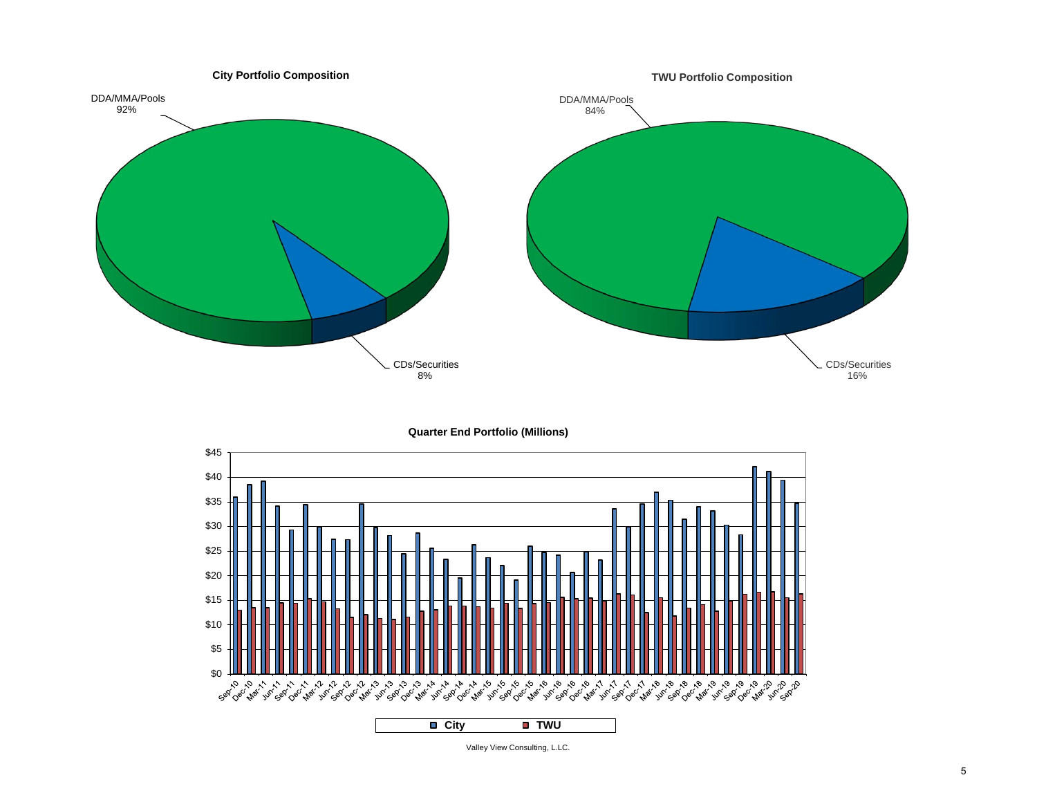**City Portfolio Composition**

DDA/MMA/Pools 92%

CDs/Securities 8%

**TWU Portfolio Composition**

DDA/MMA/Pools 84%

CDs/Securities 16%

**Quarter End Portfolio (Millions)**

City | TWU

Valley View Consulting, L.LC.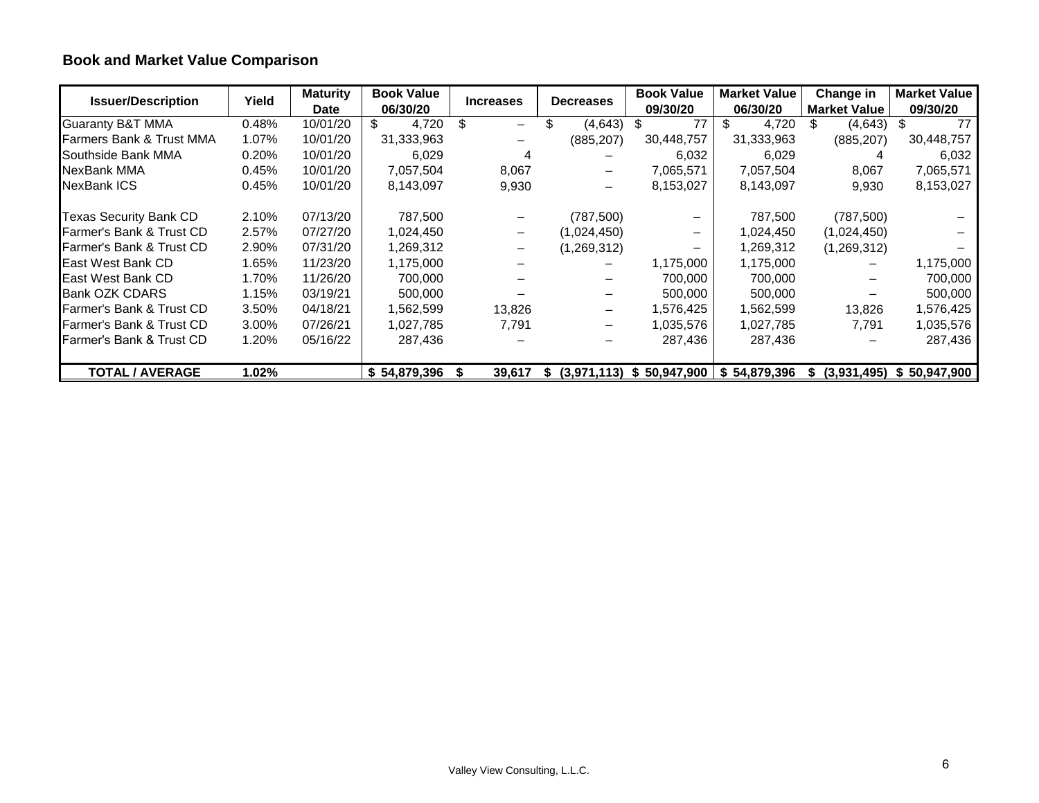## Book and Market Value Comparison

| Issuer/Description | Yield | Maturity Date | Book Value 06/30/20 | Increases | Decreases | Book Value 09/30/20 | Market Value 06/30/20 | Change in Market Value | Market Value 09/30/20 |
|---|---|---|---|---|---|---|---|---|---|
| Guaranty B&T MMA | 0.48% | 10/01/20 | $ 4,720 | $ – | $ (4,643) | $ 77 | $ 4,720 | $ (4,643) | $ 77 |
| Farmers Bank & Trust MMA | 1.07% | 10/01/20 | 31,333,963 | – | (885,207) | 30,448,757 | 31,333,963 | (885,207) | 30,448,757 |
| Southside Bank MMA | 0.20% | 10/01/20 | 6,029 | 4 | – | 6,032 | 6,029 | 4 | 6,032 |
| NexBank MMA | 0.45% | 10/01/20 | 7,057,504 | 8,067 | – | 7,065,571 | 7,057,504 | 8,067 | 7,065,571 |
| NexBank ICS | 0.45% | 10/01/20 | 8,143,097 | 9,930 | – | 8,153,027 | 8,143,097 | 9,930 | 8,153,027 |
| Texas Security Bank CD | 2.10% | 07/13/20 | 787,500 | – | (787,500) | – | 787,500 | (787,500) | – |
| Farmer's Bank & Trust CD | 2.57% | 07/27/20 | 1,024,450 | – | (1,024,450) | – | 1,024,450 | (1,024,450) | – |
| Farmer's Bank & Trust CD | 2.90% | 07/31/20 | 1,269,312 | – | (1,269,312) | – | 1,269,312 | (1,269,312) | – |
| East West Bank CD | 1.65% | 11/23/20 | 1,175,000 | – | – | 1,175,000 | 1,175,000 | – | 1,175,000 |
| East West Bank CD | 1.70% | 11/26/20 | 700,000 | – | – | 700,000 | 700,000 | – | 700,000 |
| Bank OZK CDARS | 1.15% | 03/19/21 | 500,000 | – | – | 500,000 | 500,000 | – | 500,000 |
| Farmer's Bank & Trust CD | 3.50% | 04/18/21 | 1,562,599 | 13,826 | – | 1,576,425 | 1,562,599 | 13,826 | 1,576,425 |
| Farmer's Bank & Trust CD | 3.00% | 07/26/21 | 1,027,785 | 7,791 | – | 1,035,576 | 1,027,785 | 7,791 | 1,035,576 |
| Farmer's Bank & Trust CD | 1.20% | 05/16/22 | 287,436 | – | – | 287,436 | 287,436 | – | 287,436 |
| **TOTAL / AVERAGE** | **1.02%** | | **$ 54,879,396** | **$ 39,617** | **$ (3,971,113)** | **$ 50,947,900** | **$ 54,879,396** | **$ (3,931,495)** | **$ 50,947,900** |

Valley View Consulting, L.L.C.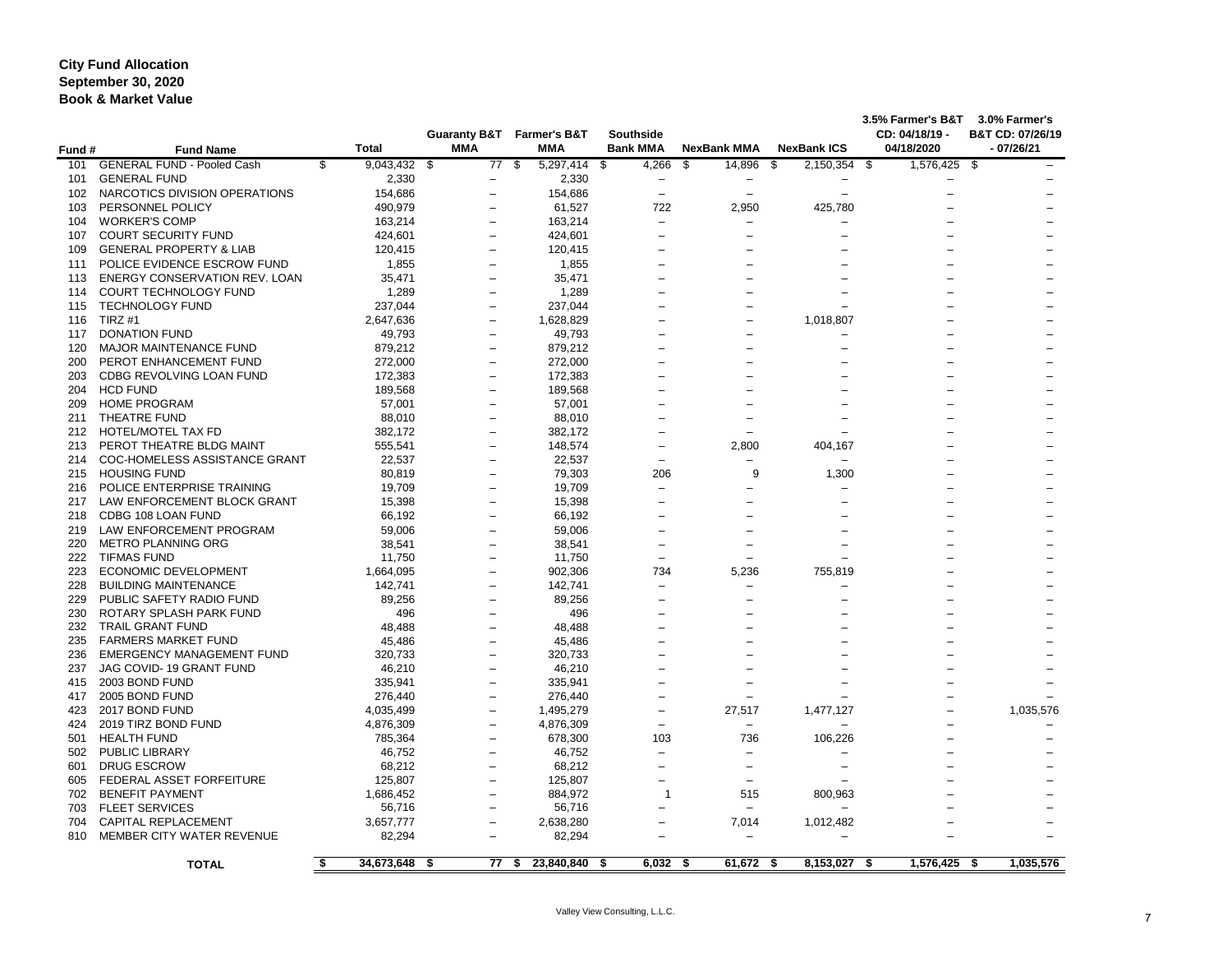**City Fund Allocation**
**September 30, 2020**
**Book & Market Value**

| Fund # | Fund Name | Total | Guaranty B&T MMA | Farmer's B&T MMA | Southside Bank MMA | NexBank MMA | NexBank ICS | 3.5% Farmer's B&T CD: 04/18/19 - 04/18/2020 | 3.0% Farmer's B&T CD: 07/26/19 - 07/26/21 |
|---|---|---|---|---|---|---|---|---|---|
| 101 | GENERAL FUND - Pooled Cash | $ 9,043,432 | $ 77 | $ 5,297,414 | $ 4,266 | $ 14,896 | $ 2,150,354 | $ 1,576,425 | $ – |
| 101 | GENERAL FUND | 2,330 | – | 2,330 | – | – | – | – | – |
| 102 | NARCOTICS DIVISION OPERATIONS | 154,686 | – | 154,686 | – | – | – | – | – |
| 103 | PERSONNEL POLICY | 490,979 | – | 61,527 | 722 | 2,950 | 425,780 | – | – |
| 104 | WORKER'S COMP | 163,214 | – | 163,214 | – | – | – | – | – |
| 107 | COURT SECURITY FUND | 424,601 | – | 424,601 | – | – | – | – | – |
| 109 | GENERAL PROPERTY & LIAB | 120,415 | – | 120,415 | – | – | – | – | – |
| 111 | POLICE EVIDENCE ESCROW FUND | 1,855 | – | 1,855 | – | – | – | – | – |
| 113 | ENERGY CONSERVATION REV. LOAN | 35,471 | – | 35,471 | – | – | – | – | – |
| 114 | COURT TECHNOLOGY FUND | 1,289 | – | 1,289 | – | – | – | – | – |
| 115 | TECHNOLOGY FUND | 237,044 | – | 237,044 | – | – | – | – | – |
| 116 | TIRZ #1 | 2,647,636 | – | 1,628,829 | – | – | 1,018,807 | – | – |
| 117 | DONATION FUND | 49,793 | – | 49,793 | – | – | – | – | – |
| 120 | MAJOR MAINTENANCE FUND | 879,212 | – | 879,212 | – | – | – | – | – |
| 200 | PEROT ENHANCEMENT FUND | 272,000 | – | 272,000 | – | – | – | – | – |
| 203 | CDBG REVOLVING LOAN FUND | 172,383 | – | 172,383 | – | – | – | – | – |
| 204 | HCD FUND | 189,568 | – | 189,568 | – | – | – | – | – |
| 209 | HOME PROGRAM | 57,001 | – | 57,001 | – | – | – | – | – |
| 211 | THEATRE FUND | 88,010 | – | 88,010 | – | – | – | – | – |
| 212 | HOTEL/MOTEL TAX FD | 382,172 | – | 382,172 | – | – | – | – | – |
| 213 | PEROT THEATRE BLDG MAINT | 555,541 | – | 148,574 | – | 2,800 | 404,167 | – | – |
| 214 | COC-HOMELESS ASSISTANCE GRANT | 22,537 | – | 22,537 | – | – | – | – | – |
| 215 | HOUSING FUND | 80,819 | – | 79,303 | 206 | 9 | 1,300 | – | – |
| 216 | POLICE ENTERPRISE TRAINING | 19,709 | – | 19,709 | – | – | – | – | – |
| 217 | LAW ENFORCEMENT BLOCK GRANT | 15,398 | – | 15,398 | – | – | – | – | – |
| 218 | CDBG 108 LOAN FUND | 66,192 | – | 66,192 | – | – | – | – | – |
| 219 | LAW ENFORCEMENT PROGRAM | 59,006 | – | 59,006 | – | – | – | – | – |
| 220 | METRO PLANNING ORG | 38,541 | – | 38,541 | – | – | – | – | – |
| 222 | TIFMAS FUND | 11,750 | – | 11,750 | – | – | – | – | – |
| 223 | ECONOMIC DEVELOPMENT | 1,664,095 | – | 902,306 | 734 | 5,236 | 755,819 | – | – |
| 228 | BUILDING MAINTENANCE | 142,741 | – | 142,741 | – | – | – | – | – |
| 229 | PUBLIC SAFETY RADIO FUND | 89,256 | – | 89,256 | – | – | – | – | – |
| 230 | ROTARY SPLASH PARK FUND | 496 | – | 496 | – | – | – | – | – |
| 232 | TRAIL GRANT FUND | 48,488 | – | 48,488 | – | – | – | – | – |
| 235 | FARMERS MARKET FUND | 45,486 | – | 45,486 | – | – | – | – | – |
| 236 | EMERGENCY MANAGEMENT FUND | 320,733 | – | 320,733 | – | – | – | – | – |
| 237 | JAG COVID- 19 GRANT FUND | 46,210 | – | 46,210 | – | – | – | – | – |
| 415 | 2003 BOND FUND | 335,941 | – | 335,941 | – | – | – | – | – |
| 417 | 2005 BOND FUND | 276,440 | – | 276,440 | – | – | – | – | – |
| 423 | 2017 BOND FUND | 4,035,499 | – | 1,495,279 | – | 27,517 | 1,477,127 | – | 1,035,576 |
| 424 | 2019 TIRZ BOND FUND | 4,876,309 | – | 4,876,309 | – | – | – | – | – |
| 501 | HEALTH FUND | 785,364 | – | 678,300 | 103 | 736 | 106,226 | – | – |
| 502 | PUBLIC LIBRARY | 46,752 | – | 46,752 | – | – | – | – | – |
| 601 | DRUG ESCROW | 68,212 | – | 68,212 | – | – | – | – | – |
| 605 | FEDERAL ASSET FORFEITURE | 125,807 | – | 125,807 | – | – | – | – | – |
| 702 | BENEFIT PAYMENT | 1,686,452 | – | 884,972 | 1 | 515 | 800,963 | – | – |
| 703 | FLEET SERVICES | 56,716 | – | 56,716 | – | – | – | – | – |
| 704 | CAPITAL REPLACEMENT | 3,657,777 | – | 2,638,280 | – | 7,014 | 1,012,482 | – | – |
| 810 | MEMBER CITY WATER REVENUE | 82,294 | – | 82,294 | – | – | – | – | – |
| | **TOTAL** | **$ 34,673,648** | **$ 77** | **$ 23,840,840** | **$ 6,032** | **$ 61,672** | **$ 8,153,027** | **$ 1,576,425** | **$ 1,035,576** |

Valley View Consulting, L.L.C.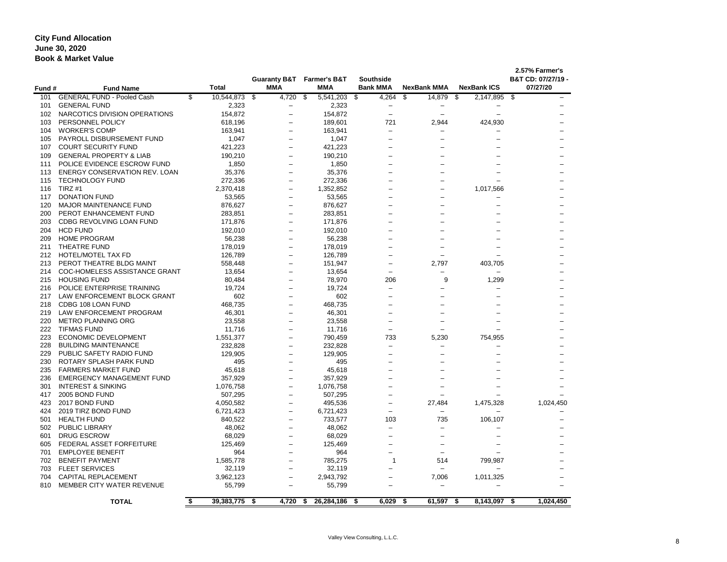**City Fund Allocation**
**June 30, 2020**
**Book & Market Value**

| Fund # | Fund Name | Total | Guaranty B&T MMA | Farmer's B&T MMA | Southside Bank MMA | NexBank MMA | NexBank ICS | 2.57% Farmer's B&T CD: 07/27/19 - 07/27/20 |
|---|---|---|---|---|---|---|---|---|
| 101 | GENERAL FUND - Pooled Cash | $ 10,544,873 | $ 4,720 | $ 5,541,203 | $ 4,264 | $ 14,879 | $ 2,147,895 | $ – |
| 101 | GENERAL FUND | 2,323 | – | 2,323 | – | – | – | – |
| 102 | NARCOTICS DIVISION OPERATIONS | 154,872 | – | 154,872 | – | – | – | – |
| 103 | PERSONNEL POLICY | 618,196 | – | 189,601 | 721 | 2,944 | 424,930 | – |
| 104 | WORKER'S COMP | 163,941 | – | 163,941 | – | – | – | – |
| 105 | PAYROLL DISBURSEMENT FUND | 1,047 | – | 1,047 | – | – | – | – |
| 107 | COURT SECURITY FUND | 421,223 | – | 421,223 | – | – | – | – |
| 109 | GENERAL PROPERTY & LIAB | 190,210 | – | 190,210 | – | – | – | – |
| 111 | POLICE EVIDENCE ESCROW FUND | 1,850 | – | 1,850 | – | – | – | – |
| 113 | ENERGY CONSERVATION REV. LOAN | 35,376 | – | 35,376 | – | – | – | – |
| 115 | TECHNOLOGY FUND | 272,336 | – | 272,336 | – | – | – | – |
| 116 | TIRZ #1 | 2,370,418 | – | 1,352,852 | – | – | 1,017,566 | – |
| 117 | DONATION FUND | 53,565 | – | 53,565 | – | – | – | – |
| 120 | MAJOR MAINTENANCE FUND | 876,627 | – | 876,627 | – | – | – | – |
| 200 | PEROT ENHANCEMENT FUND | 283,851 | – | 283,851 | – | – | – | – |
| 203 | CDBG REVOLVING LOAN FUND | 171,876 | – | 171,876 | – | – | – | – |
| 204 | HCD FUND | 192,010 | – | 192,010 | – | – | – | – |
| 209 | HOME PROGRAM | 56,238 | – | 56,238 | – | – | – | – |
| 211 | THEATRE FUND | 178,019 | – | 178,019 | – | – | – | – |
| 212 | HOTEL/MOTEL TAX FD | 126,789 | – | 126,789 | – | – | – | – |
| 213 | PEROT THEATRE BLDG MAINT | 558,448 | – | 151,947 | – | 2,797 | 403,705 | – |
| 214 | COC-HOMELESS ASSISTANCE GRANT | 13,654 | – | 13,654 | – | – | – | – |
| 215 | HOUSING FUND | 80,484 | – | 78,970 | 206 | 9 | 1,299 | – |
| 216 | POLICE ENTERPRISE TRAINING | 19,724 | – | 19,724 | – | – | – | – |
| 217 | LAW ENFORCEMENT BLOCK GRANT | 602 | – | 602 | – | – | – | – |
| 218 | CDBG 108 LOAN FUND | 468,735 | – | 468,735 | – | – | – | – |
| 219 | LAW ENFORCEMENT PROGRAM | 46,301 | – | 46,301 | – | – | – | – |
| 220 | METRO PLANNING ORG | 23,558 | – | 23,558 | – | – | – | – |
| 222 | TIFMAS FUND | 11,716 | – | 11,716 | – | – | – | – |
| 223 | ECONOMIC DEVELOPMENT | 1,551,377 | – | 790,459 | 733 | 5,230 | 754,955 | – |
| 228 | BUILDING MAINTENANCE | 232,828 | – | 232,828 | – | – | – | – |
| 229 | PUBLIC SAFETY RADIO FUND | 129,905 | – | 129,905 | – | – | – | – |
| 230 | ROTARY SPLASH PARK FUND | 495 | – | 495 | – | – | – | – |
| 235 | FARMERS MARKET FUND | 45,618 | – | 45,618 | – | – | – | – |
| 236 | EMERGENCY MANAGEMENT FUND | 357,929 | – | 357,929 | – | – | – | – |
| 301 | INTEREST & SINKING | 1,076,758 | – | 1,076,758 | – | – | – | – |
| 417 | 2005 BOND FUND | 507,295 | – | 507,295 | – | – | – | – |
| 423 | 2017 BOND FUND | 4,050,582 | – | 495,536 | – | 27,484 | 1,475,328 | 1,024,450 |
| 424 | 2019 TIRZ BOND FUND | 6,721,423 | – | 6,721,423 | – | – | – | – |
| 501 | HEALTH FUND | 840,522 | – | 733,577 | 103 | 735 | 106,107 | – |
| 502 | PUBLIC LIBRARY | 48,062 | – | 48,062 | – | – | – | – |
| 601 | DRUG ESCROW | 68,029 | – | 68,029 | – | – | – | – |
| 605 | FEDERAL ASSET FORFEITURE | 125,469 | – | 125,469 | – | – | – | – |
| 701 | EMPLOYEE BENEFIT | 964 | – | 964 | – | – | – | – |
| 702 | BENEFIT PAYMENT | 1,585,778 | – | 785,275 | 1 | 514 | 799,987 | – |
| 703 | FLEET SERVICES | 32,119 | – | 32,119 | – | – | – | – |
| 704 | CAPITAL REPLACEMENT | 3,962,123 | – | 2,943,792 | – | 7,006 | 1,011,325 | – |
| 810 | MEMBER CITY WATER REVENUE | 55,799 | – | 55,799 | – | – | – | – |
| | **TOTAL** | **$ 39,383,775** | **$ 4,720** | **$ 26,284,186** | **$ 6,029** | **$ 61,597** | **$ 8,143,097** | **$ 1,024,450** |

Valley View Consulting, L.L.C.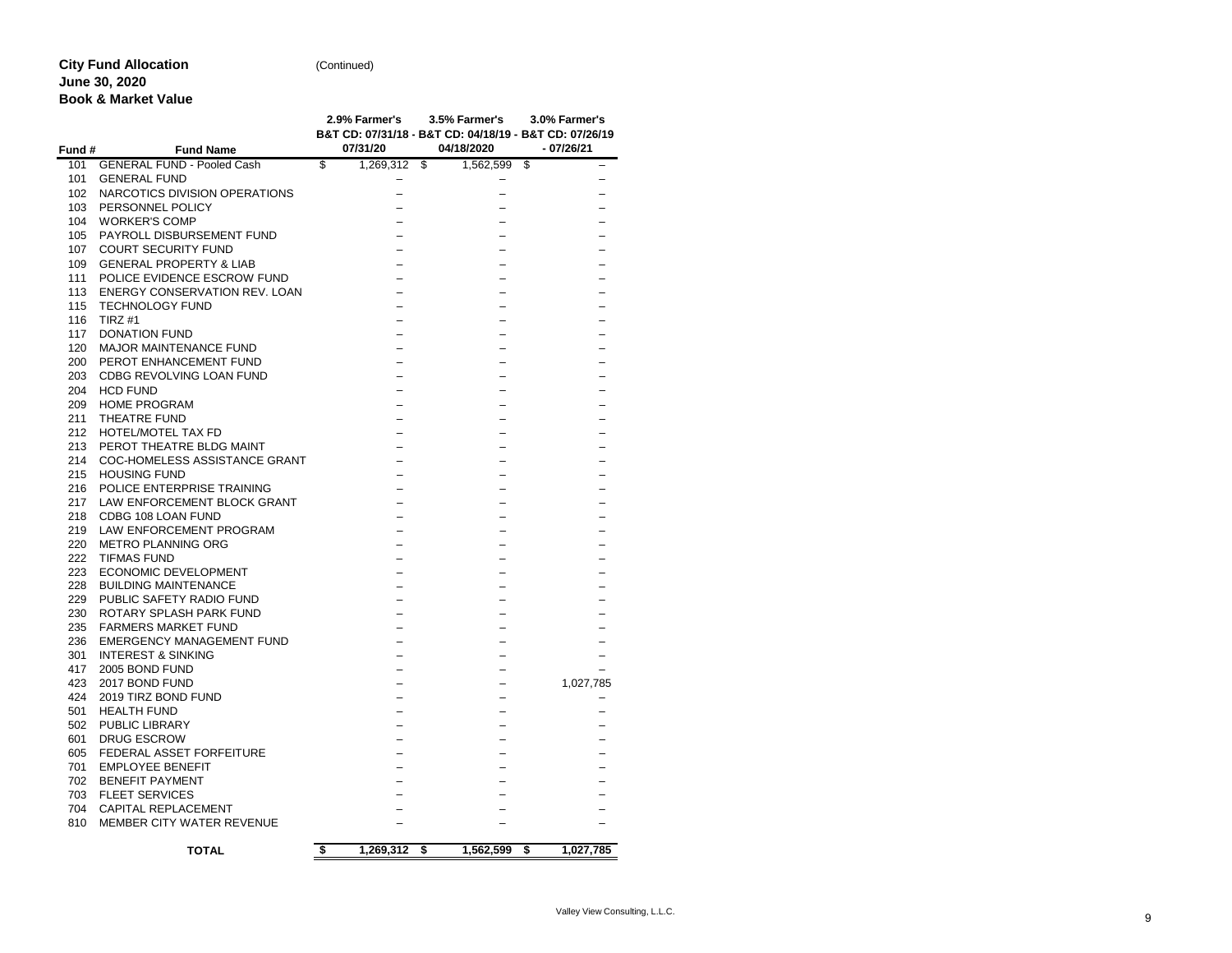**City Fund Allocation** (Continued)
**June 30, 2020**
**Book & Market Value**

| Fund # | Fund Name | 2.9% Farmer's B&T CD: 07/31/18 - 07/31/20 | 3.5% Farmer's B&T CD: 04/18/19 - 04/18/2020 | 3.0% Farmer's B&T CD: 07/26/19 - 07/26/21 |
|---|---|---|---|---|
| 101 | GENERAL FUND - Pooled Cash | $ 1,269,312 | $ 1,562,599 | $ – |
| 101 | GENERAL FUND | – | – | – |
| 102 | NARCOTICS DIVISION OPERATIONS | – | – | – |
| 103 | PERSONNEL POLICY | – | – | – |
| 104 | WORKER'S COMP | – | – | – |
| 105 | PAYROLL DISBURSEMENT FUND | – | – | – |
| 107 | COURT SECURITY FUND | – | – | – |
| 109 | GENERAL PROPERTY & LIAB | – | – | – |
| 111 | POLICE EVIDENCE ESCROW FUND | – | – | – |
| 113 | ENERGY CONSERVATION REV. LOAN | – | – | – |
| 115 | TECHNOLOGY FUND | – | – | – |
| 116 | TIRZ #1 | – | – | – |
| 117 | DONATION FUND | – | – | – |
| 120 | MAJOR MAINTENANCE FUND | – | – | – |
| 200 | PEROT ENHANCEMENT FUND | – | – | – |
| 203 | CDBG REVOLVING LOAN FUND | – | – | – |
| 204 | HCD FUND | – | – | – |
| 209 | HOME PROGRAM | – | – | – |
| 211 | THEATRE FUND | – | – | – |
| 212 | HOTEL/MOTEL TAX FD | – | – | – |
| 213 | PEROT THEATRE BLDG MAINT | – | – | – |
| 214 | COC-HOMELESS ASSISTANCE GRANT | – | – | – |
| 215 | HOUSING FUND | – | – | – |
| 216 | POLICE ENTERPRISE TRAINING | – | – | – |
| 217 | LAW ENFORCEMENT BLOCK GRANT | – | – | – |
| 218 | CDBG 108 LOAN FUND | – | – | – |
| 219 | LAW ENFORCEMENT PROGRAM | – | – | – |
| 220 | METRO PLANNING ORG | – | – | – |
| 222 | TIFMAS FUND | – | – | – |
| 223 | ECONOMIC DEVELOPMENT | – | – | – |
| 228 | BUILDING MAINTENANCE | – | – | – |
| 229 | PUBLIC SAFETY RADIO FUND | – | – | – |
| 230 | ROTARY SPLASH PARK FUND | – | – | – |
| 235 | FARMERS MARKET FUND | – | – | – |
| 236 | EMERGENCY MANAGEMENT FUND | – | – | – |
| 301 | INTEREST & SINKING | – | – | – |
| 417 | 2005 BOND FUND | – | – | – |
| 423 | 2017 BOND FUND | – | – | 1,027,785 |
| 424 | 2019 TIRZ BOND FUND | – | – | – |
| 501 | HEALTH FUND | – | – | – |
| 502 | PUBLIC LIBRARY | – | – | – |
| 601 | DRUG ESCROW | – | – | – |
| 605 | FEDERAL ASSET FORFEITURE | – | – | – |
| 701 | EMPLOYEE BENEFIT | – | – | – |
| 702 | BENEFIT PAYMENT | – | – | – |
| 703 | FLEET SERVICES | – | – | – |
| 704 | CAPITAL REPLACEMENT | – | – | – |
| 810 | MEMBER CITY WATER REVENUE | – | – | – |
| | **TOTAL** | **$ 1,269,312** | **$ 1,562,599** | **$ 1,027,785** |

Valley View Consulting, L.L.C.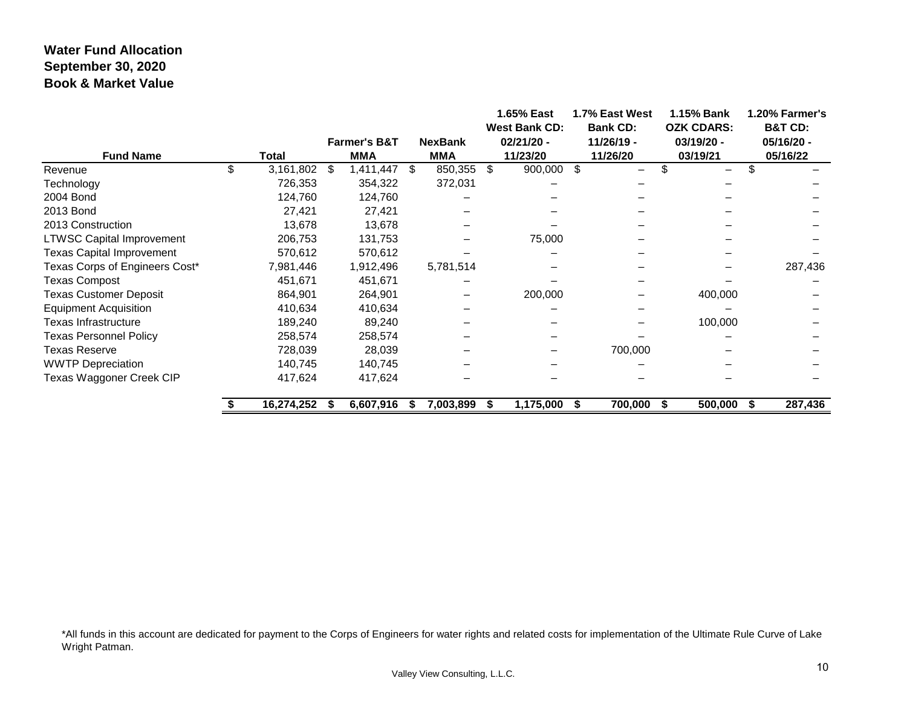**Water Fund Allocation**
**September 30, 2020**
**Book & Market Value**

| Fund Name | Total | Farmer's B&T MMA | NexBank MMA | 1.65% East West Bank CD: 02/21/20 - 11/23/20 | 1.7% East West Bank CD: 11/26/19 - 11/26/20 | 1.15% Bank OZK CDARS: 03/19/20 - 03/19/21 | 1.20% Farmer's B&T CD: 05/16/20 - 05/16/22 |
|---|---|---|---|---|---|---|---|
| Revenue | $ 3,161,802 | $ 1,411,447 | $ 850,355 | $ 900,000 | $ – | $ – | $ – |
| Technology | 726,353 | 354,322 | 372,031 | – | – | – | – |
| 2004 Bond | 124,760 | 124,760 | – | – | – | – | – |
| 2013 Bond | 27,421 | 27,421 | – | – | – | – | – |
| 2013 Construction | 13,678 | 13,678 | – | – | – | – | – |
| LTWSC Capital Improvement | 206,753 | 131,753 | – | 75,000 | – | – | – |
| Texas Capital Improvement | 570,612 | 570,612 | – | – | – | – | – |
| Texas Corps of Engineers Cost* | 7,981,446 | 1,912,496 | 5,781,514 | – | – | – | 287,436 |
| Texas Compost | 451,671 | 451,671 | – | – | – | – | – |
| Texas Customer Deposit | 864,901 | 264,901 | – | 200,000 | – | 400,000 | – |
| Equipment Acquisition | 410,634 | 410,634 | – | – | – | – | – |
| Texas Infrastructure | 189,240 | 89,240 | – | – | – | 100,000 | – |
| Texas Personnel Policy | 258,574 | 258,574 | – | – | – | – | – |
| Texas Reserve | 728,039 | 28,039 | – | – | 700,000 | – | – |
| WWTP Depreciation | 140,745 | 140,745 | – | – | – | – | – |
| Texas Waggoner Creek CIP | 417,624 | 417,624 | – | – | – | – | – |
| | **$ 16,274,252** | **$ 6,607,916** | **$ 7,003,899** | **$ 1,175,000** | **$ 700,000** | **$ 500,000** | **$ 287,436** |

*All funds in this account are dedicated for payment to the Corps of Engineers for water rights and related costs for implementation of the Ultimate Rule Curve of Lake Wright Patman.

Valley View Consulting, L.L.C.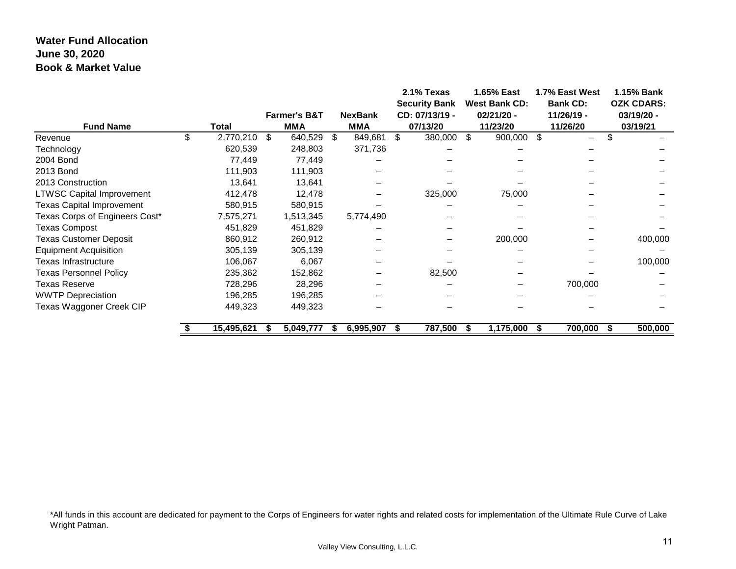**Water Fund Allocation**
**June 30, 2020**
**Book & Market Value**

| Fund Name | Total | Farmer's B&T MMA | NexBank MMA | 2.1% Texas Security Bank CD: 07/13/19 - 07/13/20 | 1.65% East West Bank CD: 02/21/20 - 11/23/20 | 1.7% East West Bank CD: 11/26/19 - 11/26/20 | 1.15% Bank OZK CDARS: 03/19/20 - 03/19/21 |
|---|---|---|---|---|---|---|---|
| Revenue | $ 2,770,210 | $ 640,529 | $ 849,681 | $ 380,000 | $ 900,000 | $ – | $ – |
| Technology | 620,539 | 248,803 | 371,736 | – | – | – | – |
| 2004 Bond | 77,449 | 77,449 | – | – | – | – | – |
| 2013 Bond | 111,903 | 111,903 | – | – | – | – | – |
| 2013 Construction | 13,641 | 13,641 | – | – | – | – | – |
| LTWSC Capital Improvement | 412,478 | 12,478 | – | 325,000 | 75,000 | – | – |
| Texas Capital Improvement | 580,915 | 580,915 | – | – | – | – | – |
| Texas Corps of Engineers Cost* | 7,575,271 | 1,513,345 | 5,774,490 | – | – | – | – |
| Texas Compost | 451,829 | 451,829 | – | – | – | – | – |
| Texas Customer Deposit | 860,912 | 260,912 | – | – | 200,000 | – | 400,000 |
| Equipment Acquisition | 305,139 | 305,139 | – | – | – | – | – |
| Texas Infrastructure | 106,067 | 6,067 | – | – | – | – | 100,000 |
| Texas Personnel Policy | 235,362 | 152,862 | – | 82,500 | – | – | – |
| Texas Reserve | 728,296 | 28,296 | – | – | – | 700,000 | – |
| WWTP Depreciation | 196,285 | 196,285 | – | – | – | – | – |
| Texas Waggoner Creek CIP | 449,323 | 449,323 | – | – | – | – | – |
| | **$ 15,495,621** | **$ 5,049,777** | **$ 6,995,907** | **$ 787,500** | **$ 1,175,000** | **$ 700,000** | **$ 500,000** |

*All funds in this account are dedicated for payment to the Corps of Engineers for water rights and related costs for implementation of the Ultimate Rule Curve of Lake Wright Patman.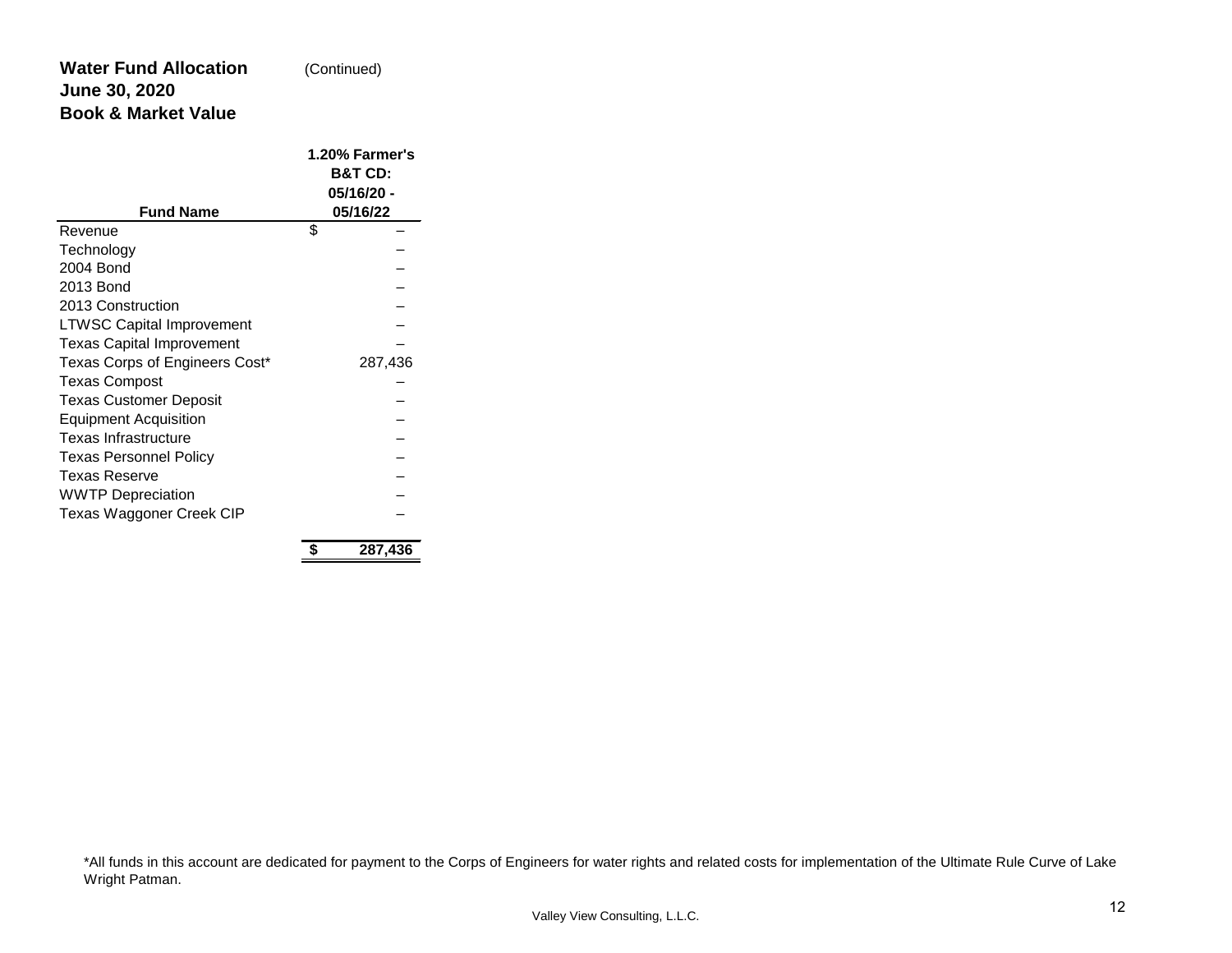**Water Fund Allocation** (Continued)
**June 30, 2020**
**Book & Market Value**

| Fund Name | 1.20% Farmer's B&T CD: 05/16/20 - 05/16/22 |
|---|---|
| Revenue | $ – |
| Technology | – |
| 2004 Bond | – |
| 2013 Bond | – |
| 2013 Construction | – |
| LTWSC Capital Improvement | – |
| Texas Capital Improvement | – |
| Texas Corps of Engineers Cost* | 287,436 |
| Texas Compost | – |
| Texas Customer Deposit | – |
| Equipment Acquisition | – |
| Texas Infrastructure | – |
| Texas Personnel Policy | – |
| Texas Reserve | – |
| WWTP Depreciation | – |
| Texas Waggoner Creek CIP | – |
| | **$ 287,436** |

*All funds in this account are dedicated for payment to the Corps of Engineers for water rights and related costs for implementation of the Ultimate Rule Curve of Lake Wright Patman.

Valley View Consulting, L.L.C.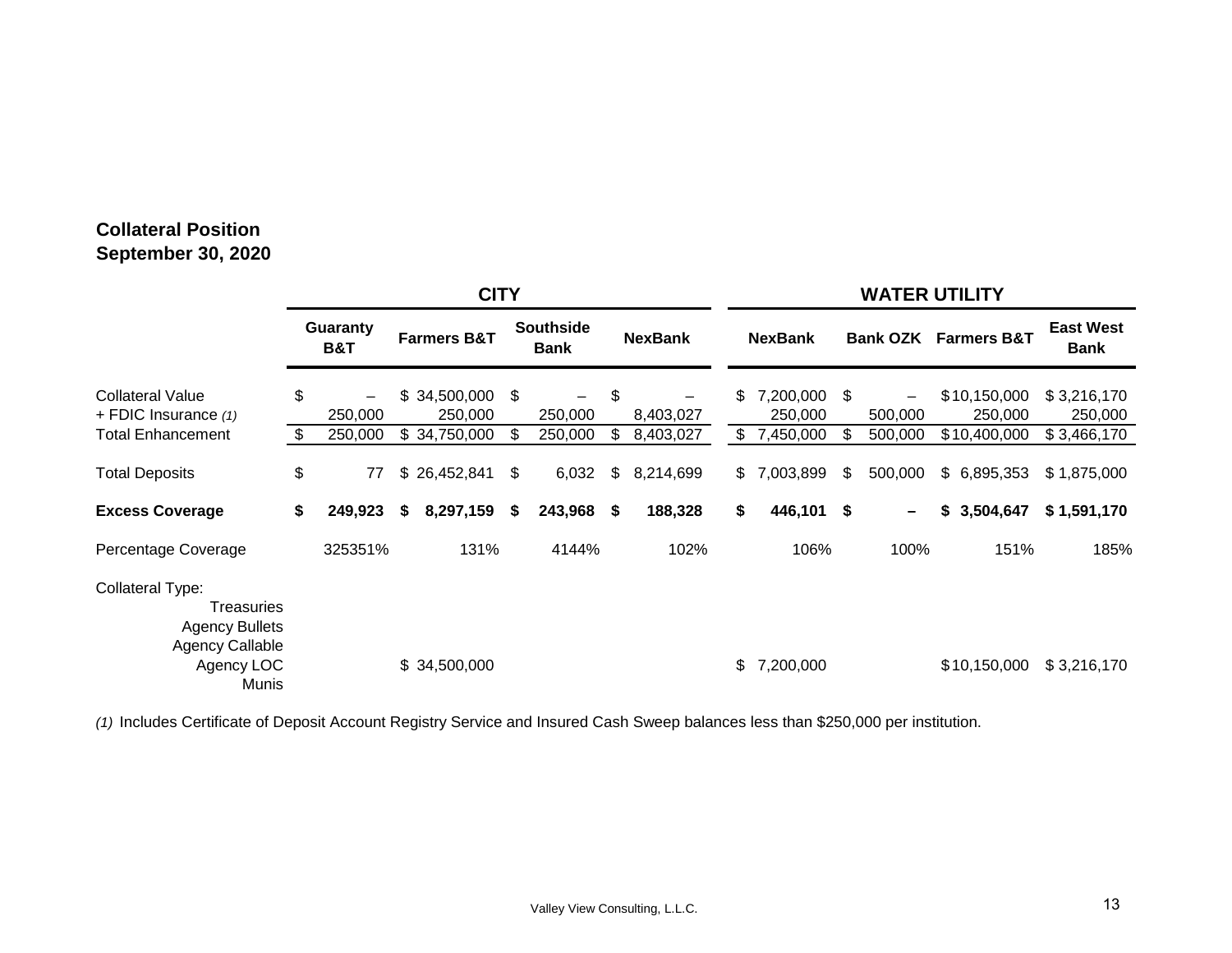**Collateral Position**
**September 30, 2020**

| | CITY | | | | WATER UTILITY | | | |
|---|---|---|---|---|---|---|---|---|
| | Guaranty B&T | Farmers B&T | Southside Bank | NexBank | NexBank | Bank OZK | Farmers B&T | East West Bank |
| Collateral Value | $ – | $ 34,500,000 | $ – | $ – | $ 7,200,000 | $ – | $ 10,150,000 | $ 3,216,170 |
| + FDIC Insurance *(1)* | 250,000 | 250,000 | 250,000 | 8,403,027 | 250,000 | 500,000 | 250,000 | 250,000 |
| Total Enhancement | $ 250,000 | $ 34,750,000 | $ 250,000 | $ 8,403,027 | $ 7,450,000 | $ 500,000 | $ 10,400,000 | $ 3,466,170 |
| Total Deposits | $ 77 | $ 26,452,841 | $ 6,032 | $ 8,214,699 | $ 7,003,899 | $ 500,000 | $ 6,895,353 | $ 1,875,000 |
| **Excess Coverage** | **$ 249,923** | **$ 8,297,159** | **$ 243,968** | **$ 188,328** | **$ 446,101** | **$ –** | **$ 3,504,647** | **$ 1,591,170** |
| Percentage Coverage | 325351% | 131% | 4144% | 102% | 106% | 100% | 151% | 185% |
| Collateral Type: | | | | | | | | |
| Treasuries | | | | | | | | |
| Agency Bullets | | | | | | | | |
| Agency Callable | | | | | | | | |
| Agency LOC | | $ 34,500,000 | | | $ 7,200,000 | | $ 10,150,000 | $ 3,216,170 |
| Munis | | | | | | | | |

*(1)* Includes Certificate of Deposit Account Registry Service and Insured Cash Sweep balances less than $250,000 per institution.